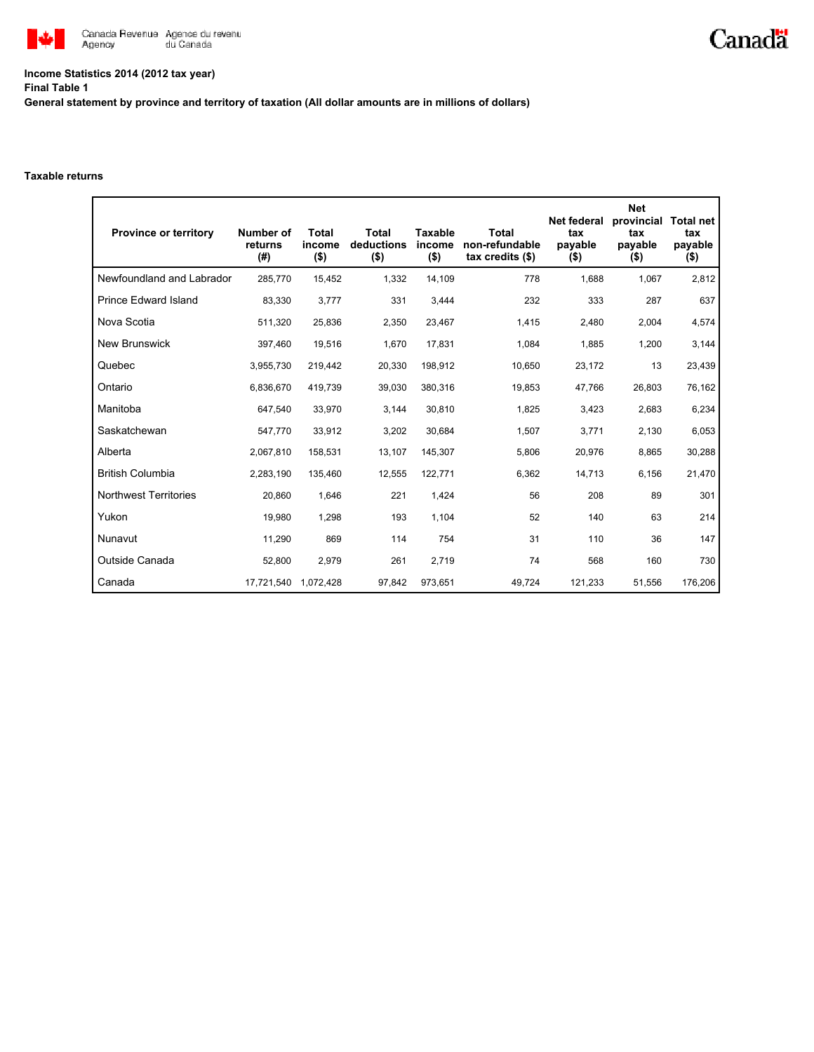**Income Statistics 2014 (2012 tax year)**

**Final Table 1**

**General statement by province and territory of taxation (All dollar amounts are in millions of dollars)**

**Taxable returns**

| Province or territory | Number of returns (#) | Total income ($) | Total deductions ($) | Taxable income ($) | Total non-refundable tax credits ($) | Net federal tax payable ($) | Net provincial tax payable ($) | Total net tax payable ($) |
|---|---|---|---|---|---|---|---|---|
| Newfoundland and Labrador | 285,770 | 15,452 | 1,332 | 14,109 | 778 | 1,688 | 1,067 | 2,812 |
| Prince Edward Island | 83,330 | 3,777 | 331 | 3,444 | 232 | 333 | 287 | 637 |
| Nova Scotia | 511,320 | 25,836 | 2,350 | 23,467 | 1,415 | 2,480 | 2,004 | 4,574 |
| New Brunswick | 397,460 | 19,516 | 1,670 | 17,831 | 1,084 | 1,885 | 1,200 | 3,144 |
| Quebec | 3,955,730 | 219,442 | 20,330 | 198,912 | 10,650 | 23,172 | 13 | 23,439 |
| Ontario | 6,836,670 | 419,739 | 39,030 | 380,316 | 19,853 | 47,766 | 26,803 | 76,162 |
| Manitoba | 647,540 | 33,970 | 3,144 | 30,810 | 1,825 | 3,423 | 2,683 | 6,234 |
| Saskatchewan | 547,770 | 33,912 | 3,202 | 30,684 | 1,507 | 3,771 | 2,130 | 6,053 |
| Alberta | 2,067,810 | 158,531 | 13,107 | 145,307 | 5,806 | 20,976 | 8,865 | 30,288 |
| British Columbia | 2,283,190 | 135,460 | 12,555 | 122,771 | 6,362 | 14,713 | 6,156 | 21,470 |
| Northwest Territories | 20,860 | 1,646 | 221 | 1,424 | 56 | 208 | 89 | 301 |
| Yukon | 19,980 | 1,298 | 193 | 1,104 | 52 | 140 | 63 | 214 |
| Nunavut | 11,290 | 869 | 114 | 754 | 31 | 110 | 36 | 147 |
| Outside Canada | 52,800 | 2,979 | 261 | 2,719 | 74 | 568 | 160 | 730 |
| Canada | 17,721,540 | 1,072,428 | 97,842 | 973,651 | 49,724 | 121,233 | 51,556 | 176,206 |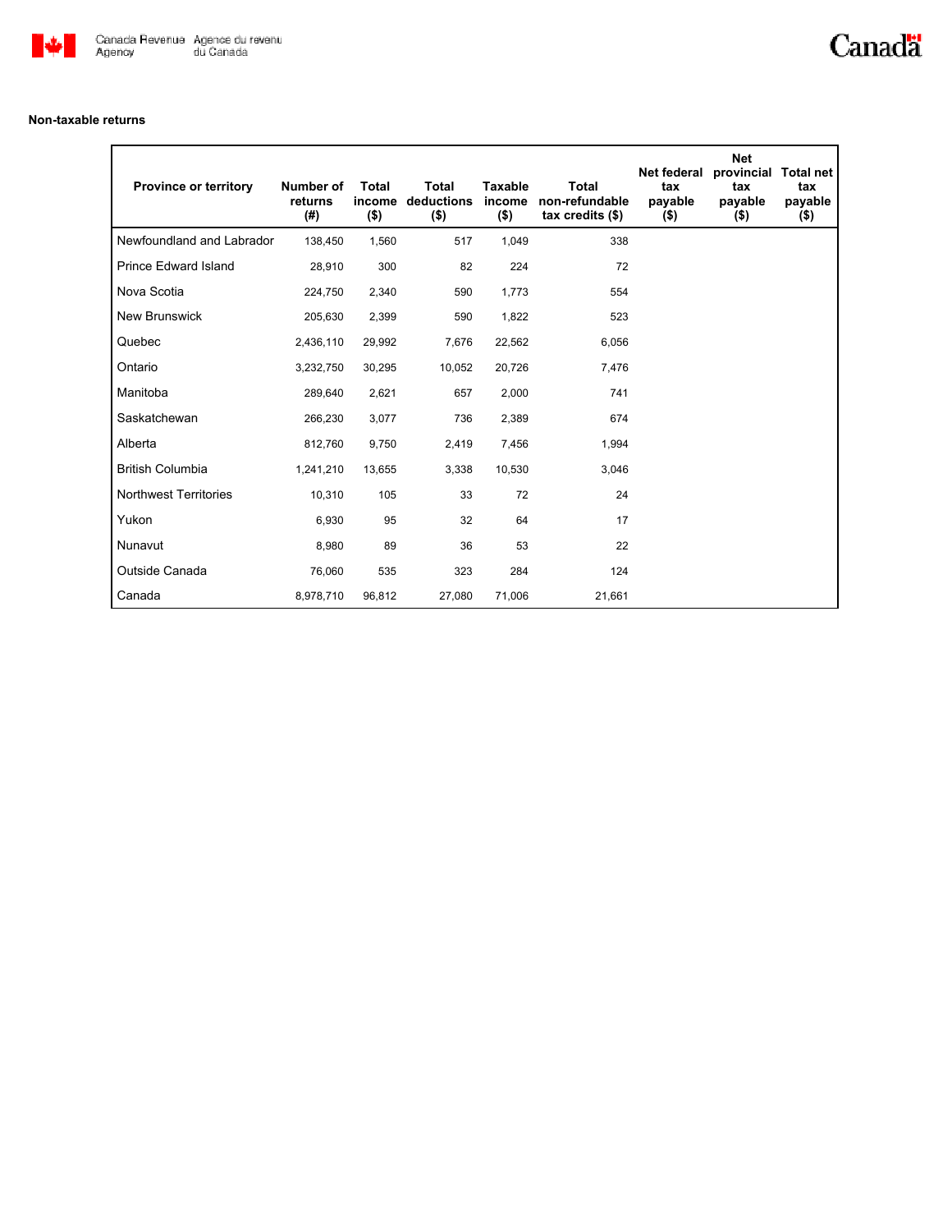**Non-taxable returns**

| Province or territory | Number of returns (#) | Total income ($) | Total deductions ($) | Taxable income ($) | Total non-refundable tax credits ($) | Net federal tax payable ($) | Net provincial tax payable ($) | Total net tax payable ($) |
|---|---|---|---|---|---|---|---|---|
| Newfoundland and Labrador | 138,450 | 1,560 | 517 | 1,049 | 338 | | | |
| Prince Edward Island | 28,910 | 300 | 82 | 224 | 72 | | | |
| Nova Scotia | 224,750 | 2,340 | 590 | 1,773 | 554 | | | |
| New Brunswick | 205,630 | 2,399 | 590 | 1,822 | 523 | | | |
| Quebec | 2,436,110 | 29,992 | 7,676 | 22,562 | 6,056 | | | |
| Ontario | 3,232,750 | 30,295 | 10,052 | 20,726 | 7,476 | | | |
| Manitoba | 289,640 | 2,621 | 657 | 2,000 | 741 | | | |
| Saskatchewan | 266,230 | 3,077 | 736 | 2,389 | 674 | | | |
| Alberta | 812,760 | 9,750 | 2,419 | 7,456 | 1,994 | | | |
| British Columbia | 1,241,210 | 13,655 | 3,338 | 10,530 | 3,046 | | | |
| Northwest Territories | 10,310 | 105 | 33 | 72 | 24 | | | |
| Yukon | 6,930 | 95 | 32 | 64 | 17 | | | |
| Nunavut | 8,980 | 89 | 36 | 53 | 22 | | | |
| Outside Canada | 76,060 | 535 | 323 | 284 | 124 | | | |
| Canada | 8,978,710 | 96,812 | 27,080 | 71,006 | 21,661 | | | |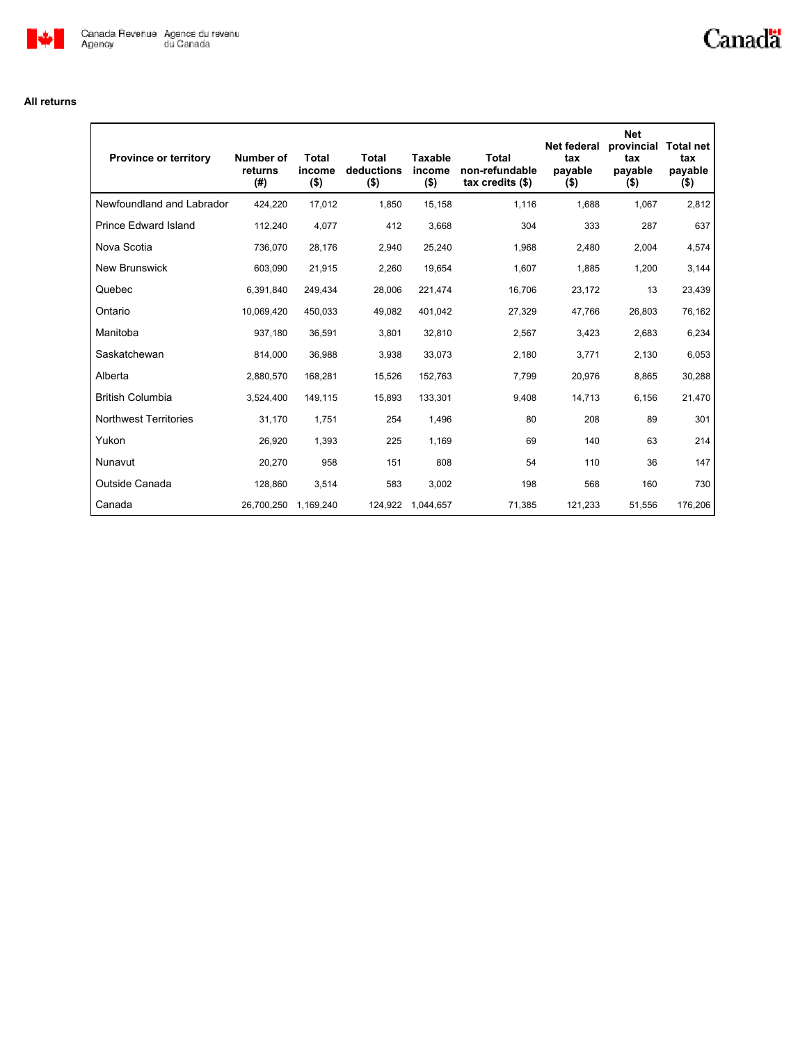**All returns**

| Province or territory | Number of returns (#) | Total income ($) | Total deductions ($) | Taxable income ($) | Total non-refundable tax credits ($) | Net federal tax payable ($) | Net provincial tax payable ($) | Total net tax payable ($) |
|---|---|---|---|---|---|---|---|---|
| Newfoundland and Labrador | 424,220 | 17,012 | 1,850 | 15,158 | 1,116 | 1,688 | 1,067 | 2,812 |
| Prince Edward Island | 112,240 | 4,077 | 412 | 3,668 | 304 | 333 | 287 | 637 |
| Nova Scotia | 736,070 | 28,176 | 2,940 | 25,240 | 1,968 | 2,480 | 2,004 | 4,574 |
| New Brunswick | 603,090 | 21,915 | 2,260 | 19,654 | 1,607 | 1,885 | 1,200 | 3,144 |
| Quebec | 6,391,840 | 249,434 | 28,006 | 221,474 | 16,706 | 23,172 | 13 | 23,439 |
| Ontario | 10,069,420 | 450,033 | 49,082 | 401,042 | 27,329 | 47,766 | 26,803 | 76,162 |
| Manitoba | 937,180 | 36,591 | 3,801 | 32,810 | 2,567 | 3,423 | 2,683 | 6,234 |
| Saskatchewan | 814,000 | 36,988 | 3,938 | 33,073 | 2,180 | 3,771 | 2,130 | 6,053 |
| Alberta | 2,880,570 | 168,281 | 15,526 | 152,763 | 7,799 | 20,976 | 8,865 | 30,288 |
| British Columbia | 3,524,400 | 149,115 | 15,893 | 133,301 | 9,408 | 14,713 | 6,156 | 21,470 |
| Northwest Territories | 31,170 | 1,751 | 254 | 1,496 | 80 | 208 | 89 | 301 |
| Yukon | 26,920 | 1,393 | 225 | 1,169 | 69 | 140 | 63 | 214 |
| Nunavut | 20,270 | 958 | 151 | 808 | 54 | 110 | 36 | 147 |
| Outside Canada | 128,860 | 3,514 | 583 | 3,002 | 198 | 568 | 160 | 730 |
| Canada | 26,700,250 | 1,169,240 | 124,922 | 1,044,657 | 71,385 | 121,233 | 51,556 | 176,206 |